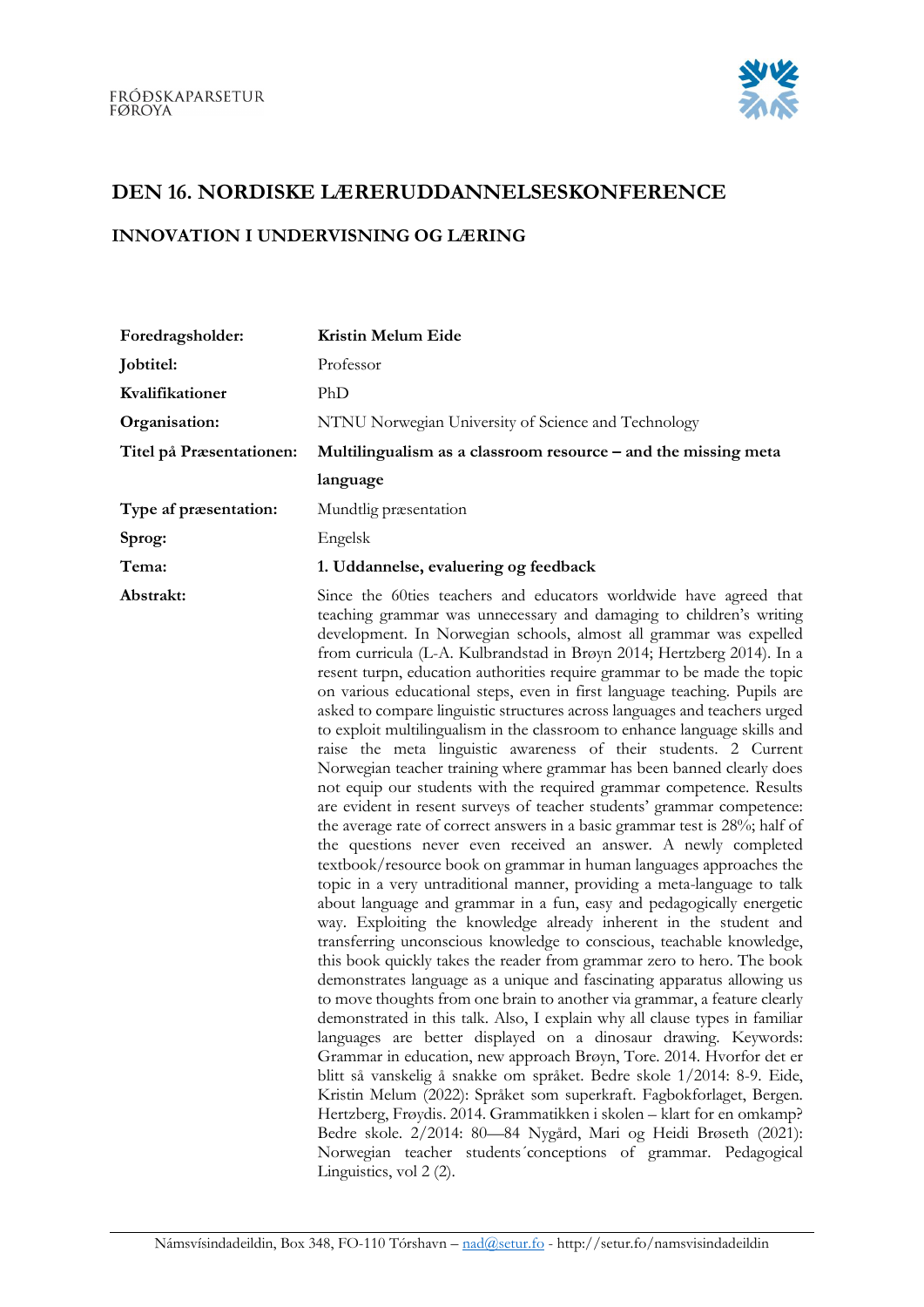FRÓÐSKAPARSETUR FØROYA

# DEN 16. NORDISKE LÆRERUDDANNELSESKONFERENCE

## INNOVATION I UNDERVISNING OG LÆRING

| | |
|---|---|
| **Foredragsholder:** | **Kristin Melum Eide** |
| **Jobtitel:** | Professor |
| **Kvalifikationer** | PhD |
| **Organisation:** | NTNU Norwegian University of Science and Technology |
| **Titel på Præsentationen:** | **Multilingualism as a classroom resource – and the missing meta language** |
| **Type af præsentation:** | Mundtlig præsentation |
| **Sprog:** | Engelsk |
| **Tema:** | **1. Uddannelse, evaluering og feedback** |
| **Abstrakt:** | Since the 60ties teachers and educators worldwide have agreed that teaching grammar was unnecessary and damaging to children's writing development. In Norwegian schools, almost all grammar was expelled from curricula (L-A. Kulbrandstad in Brøyn 2014; Hertzberg 2014). In a resent turpn, education authorities require grammar to be made the topic on various educational steps, even in first language teaching. Pupils are asked to compare linguistic structures across languages and teachers urged to exploit multilingualism in the classroom to enhance language skills and raise the meta linguistic awareness of their students. 2 Current Norwegian teacher training where grammar has been banned clearly does not equip our students with the required grammar competence. Results are evident in resent surveys of teacher students' grammar competence: the average rate of correct answers in a basic grammar test is 28%; half of the questions never even received an answer. A newly completed textbook/resource book on grammar in human languages approaches the topic in a very untraditional manner, providing a meta-language to talk about language and grammar in a fun, easy and pedagogically energetic way. Exploiting the knowledge already inherent in the student and transferring unconscious knowledge to conscious, teachable knowledge, this book quickly takes the reader from grammar zero to hero. The book demonstrates language as a unique and fascinating apparatus allowing us to move thoughts from one brain to another via grammar, a feature clearly demonstrated in this talk. Also, I explain why all clause types in familiar languages are better displayed on a dinosaur drawing. Keywords: Grammar in education, new approach Brøyn, Tore. 2014. Hvorfor det er blitt så vanskelig å snakke om språket. Bedre skole 1/2014: 8-9. Eide, Kristin Melum (2022): Språket som superkraft. Fagbokforlaget, Bergen. Hertzberg, Frøydis. 2014. Grammatikken i skolen – klart for en omkamp? Bedre skole. 2/2014: 80—84 Nygård, Mari og Heidi Brøseth (2021): Norwegian teacher students´conceptions of grammar. Pedagogical Linguistics, vol 2 (2). |